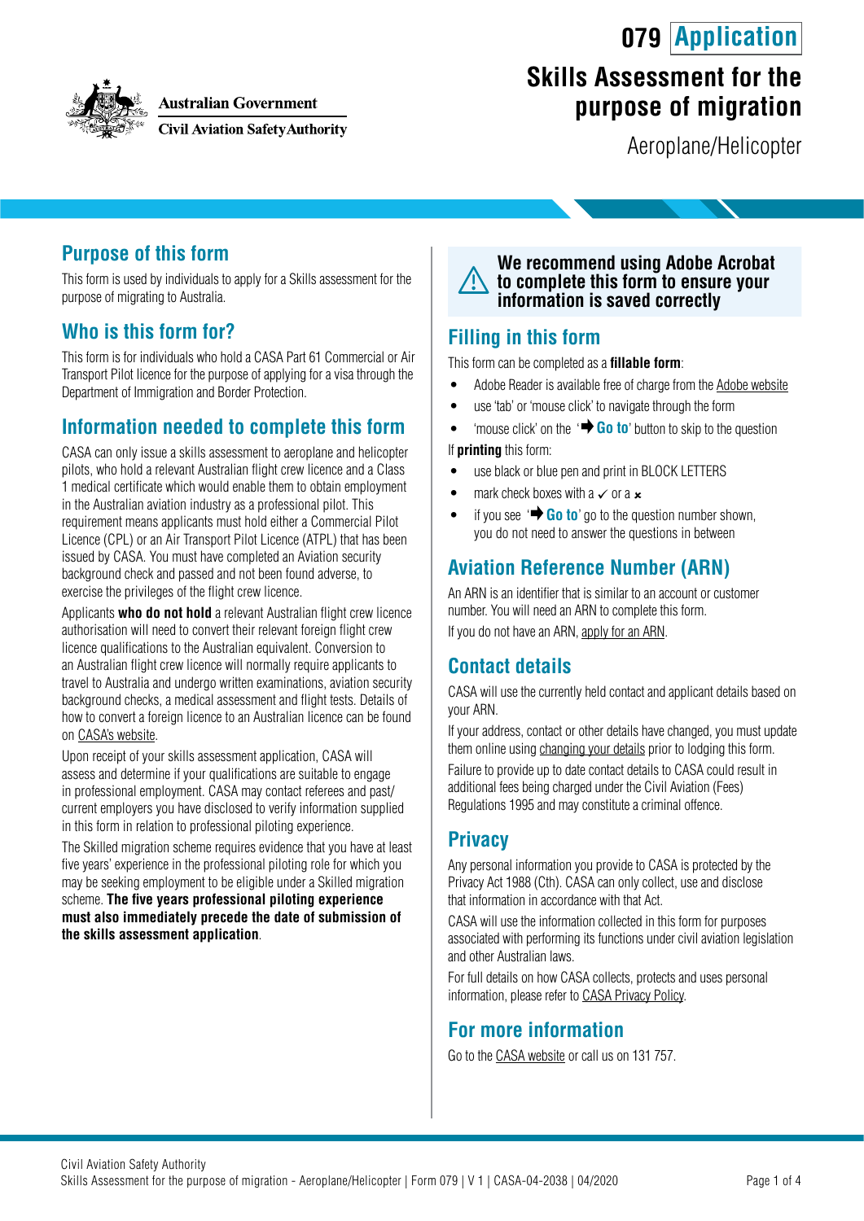Australian Government
Civil Aviation Safety Authority

# 079 Application

# Skills Assessment for the purpose of migration

Aeroplane/Helicopter

## Purpose of this form

This form is used by individuals to apply for a Skills assessment for the purpose of migrating to Australia.

## Who is this form for?

This form is for individuals who hold a CASA Part 61 Commercial or Air Transport Pilot licence for the purpose of applying for a visa through the Department of Immigration and Border Protection.

## Information needed to complete this form

CASA can only issue a skills assessment to aeroplane and helicopter pilots, who hold a relevant Australian flight crew licence and a Class 1 medical certificate which would enable them to obtain employment in the Australian aviation industry as a professional pilot. This requirement means applicants must hold either a Commercial Pilot Licence (CPL) or an Air Transport Pilot Licence (ATPL) that has been issued by CASA. You must have completed an Aviation security background check and passed and not been found adverse, to exercise the privileges of the flight crew licence.

Applicants **who do not hold** a relevant Australian flight crew licence authorisation will need to convert their relevant foreign flight crew licence qualifications to the Australian equivalent. Conversion to an Australian flight crew licence will normally require applicants to travel to Australia and undergo written examinations, aviation security background checks, a medical assessment and flight tests. Details of how to convert a foreign licence to an Australian licence can be found on CASA's website.

Upon receipt of your skills assessment application, CASA will assess and determine if your qualifications are suitable to engage in professional employment. CASA may contact referees and past/current employers you have disclosed to verify information supplied in this form in relation to professional piloting experience.

The Skilled migration scheme requires evidence that you have at least five years' experience in the professional piloting role for which you may be seeking employment to be eligible under a Skilled migration scheme. **The five years professional piloting experience must also immediately precede the date of submission of the skills assessment application**.

**We recommend using Adobe Acrobat to complete this form to ensure your information is saved correctly**

## Filling in this form

This form can be completed as a **fillable form**:

- Adobe Reader is available free of charge from the Adobe website
- use 'tab' or 'mouse click' to navigate through the form
- 'mouse click' on the '➡ **Go to**' button to skip to the question

If **printing** this form:

- use black or blue pen and print in BLOCK LETTERS
- mark check boxes with a ✓ or a ✗
- if you see '➡ **Go to**' go to the question number shown, you do not need to answer the questions in between

## Aviation Reference Number (ARN)

An ARN is an identifier that is similar to an account or customer number. You will need an ARN to complete this form.

If you do not have an ARN, apply for an ARN.

## Contact details

CASA will use the currently held contact and applicant details based on your ARN.

If your address, contact or other details have changed, you must update them online using changing your details prior to lodging this form.

Failure to provide up to date contact details to CASA could result in additional fees being charged under the Civil Aviation (Fees) Regulations 1995 and may constitute a criminal offence.

## Privacy

Any personal information you provide to CASA is protected by the Privacy Act 1988 (Cth). CASA can only collect, use and disclose that information in accordance with that Act.

CASA will use the information collected in this form for purposes associated with performing its functions under civil aviation legislation and other Australian laws.

For full details on how CASA collects, protects and uses personal information, please refer to CASA Privacy Policy.

## For more information

Go to the CASA website or call us on 131 757.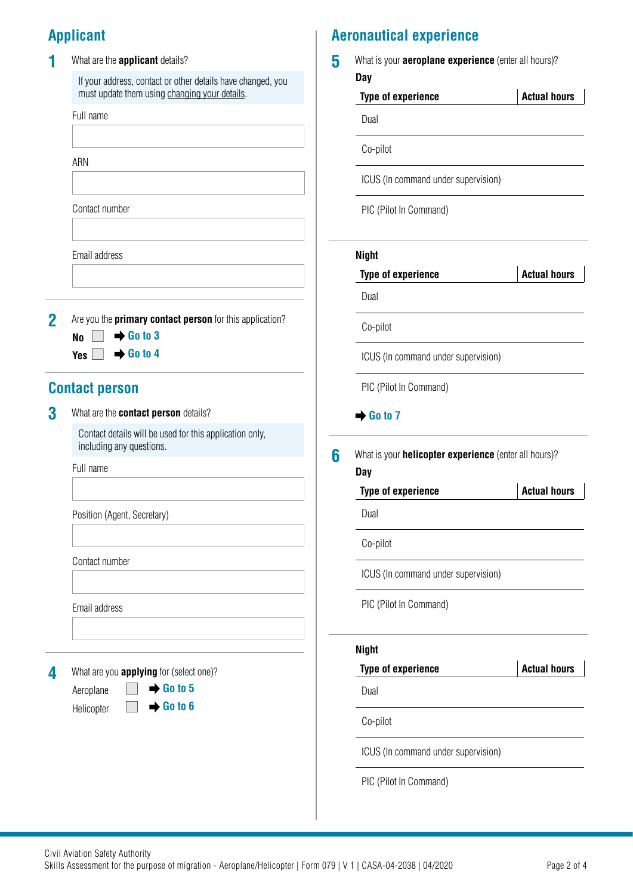## Applicant

**1** What are the **applicant** details?

If your address, contact or other details have changed, you must update them using changing your details.

Full name

ARN

Contact number

Email address

**2** Are you the **primary contact person** for this application?

**No** ☐ ➡ Go to 3

**Yes** ☐ ➡ Go to 4

## Contact person

**3** What are the **contact person** details?

Contact details will be used for this application only, including any questions.

Full name

Position (Agent, Secretary)

Contact number

Email address

**4** What are you **applying** for (select one)?

Aeroplane ☐ ➡ Go to 5

Helicopter ☐ ➡ Go to 6

## Aeronautical experience

**5** What is your **aeroplane experience** (enter all hours)?

**Day**

| Type of experience | Actual hours |
|---|---|
| Dual | |
| Co-pilot | |
| ICUS (In command under supervision) | |
| PIC (Pilot In Command) | |

**Night**

| Type of experience | Actual hours |
|---|---|
| Dual | |
| Co-pilot | |
| ICUS (In command under supervision) | |
| PIC (Pilot In Command) | |

➡ Go to 7

**6** What is your **helicopter experience** (enter all hours)?

**Day**

| Type of experience | Actual hours |
|---|---|
| Dual | |
| Co-pilot | |
| ICUS (In command under supervision) | |
| PIC (Pilot In Command) | |

**Night**

| Type of experience | Actual hours |
|---|---|
| Dual | |
| Co-pilot | |
| ICUS (In command under supervision) | |
| PIC (Pilot In Command) | |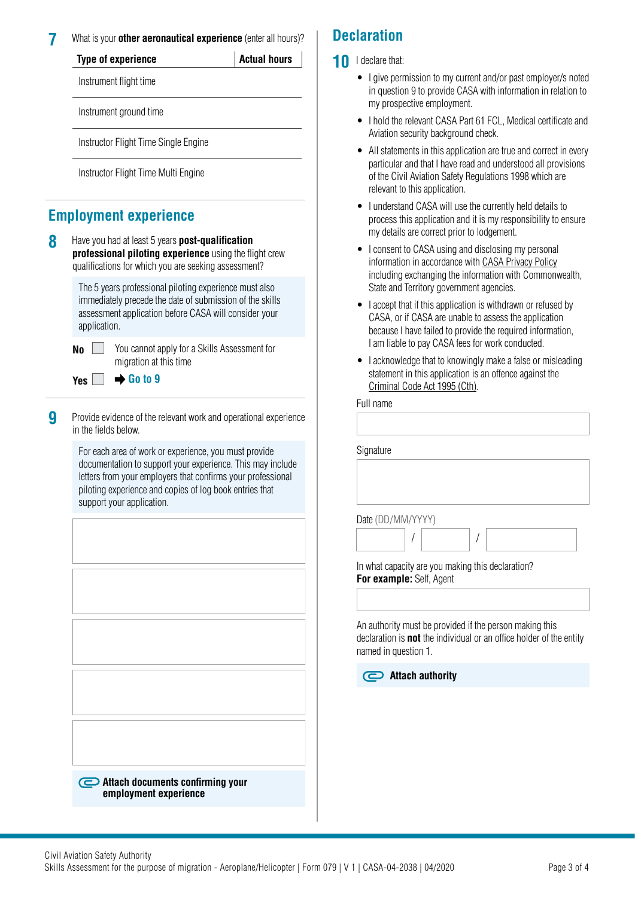**7** What is your **other aeronautical experience** (enter all hours)?

| Type of experience | Actual hours |
|---|---|
| Instrument flight time | |
| Instrument ground time | |
| Instructor Flight Time Single Engine | |
| Instructor Flight Time Multi Engine | |

## Employment experience

**8** Have you had at least 5 years **post-qualification professional piloting experience** using the flight crew qualifications for which you are seeking assessment?

The 5 years professional piloting experience must also immediately precede the date of submission of the skills assessment application before CASA will consider your application.

**No** ☐ You cannot apply for a Skills Assessment for migration at this time

**Yes** ☐ ➡ **Go to 9**

**9** Provide evidence of the relevant work and operational experience in the fields below.

For each area of work or experience, you must provide documentation to support your experience. This may include letters from your employers that confirms your professional piloting experience and copies of log book entries that support your application.

**Attach documents confirming your employment experience**

## Declaration

**10** I declare that:

- I give permission to my current and/or past employer/s noted in question 9 to provide CASA with information in relation to my prospective employment.
- I hold the relevant CASA Part 61 FCL, Medical certificate and Aviation security background check.
- All statements in this application are true and correct in every particular and that I have read and understood all provisions of the Civil Aviation Safety Regulations 1998 which are relevant to this application.
- I understand CASA will use the currently held details to process this application and it is my responsibility to ensure my details are correct prior to lodgement.
- I consent to CASA using and disclosing my personal information in accordance with CASA Privacy Policy including exchanging the information with Commonwealth, State and Territory government agencies.
- I accept that if this application is withdrawn or refused by CASA, or if CASA are unable to assess the application because I have failed to provide the required information, I am liable to pay CASA fees for work conducted.
- I acknowledge that to knowingly make a false or misleading statement in this application is an offence against the Criminal Code Act 1995 (Cth).

Full name

Signature

Date (DD/MM/YYYY)
/ /

In what capacity are you making this declaration?
**For example:** Self, Agent

An authority must be provided if the person making this declaration is **not** the individual or an office holder of the entity named in question 1.

**Attach authority**

Civil Aviation Safety Authority
Skills Assessment for the purpose of migration - Aeroplane/Helicopter | Form 079 | V 1 | CASA-04-2038 | 04/2020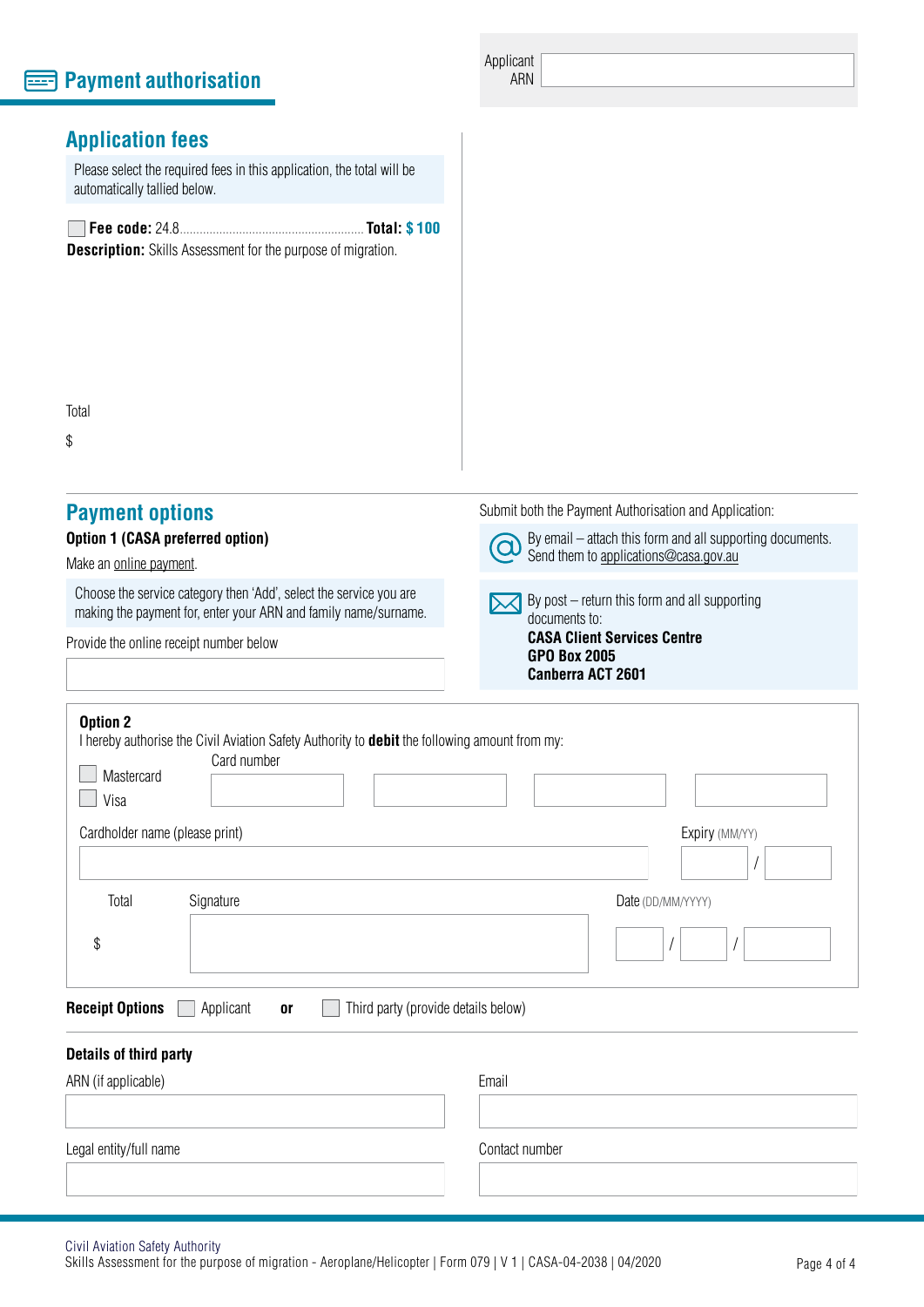# Payment authorisation

Applicant ARN

## Application fees

Please select the required fees in this application, the total will be automatically tallied below.

☐ **Fee code:** 24.8........................................................ **Total: $ 100**

**Description:** Skills Assessment for the purpose of migration.

Total

$

## Payment options

**Option 1 (CASA preferred option)**

Make an online payment.

Choose the service category then 'Add', select the service you are making the payment for, enter your ARN and family name/surname.

Provide the online receipt number below

Submit both the Payment Authorisation and Application:

By email – attach this form and all supporting documents. Send them to applications@casa.gov.au

By post – return this form and all supporting documents to:
**CASA Client Services Centre**
**GPO Box 2005**
**Canberra ACT 2601**

**Option 2**

I hereby authorise the Civil Aviation Safety Authority to **debit** the following amount from my:

☐ Mastercard

☐ Visa

Card number

Cardholder name (please print)

Expiry (MM/YY) /

Total

$

Signature

Date (DD/MM/YYYY) / /

**Receipt Options** ☐ Applicant **or** ☐ Third party (provide details below)

**Details of third party**

ARN (if applicable)

Email

Legal entity/full name

Contact number

Civil Aviation Safety Authority
Skills Assessment for the purpose of migration - Aeroplane/Helicopter | Form 079 | V 1 | CASA-04-2038 | 04/2020